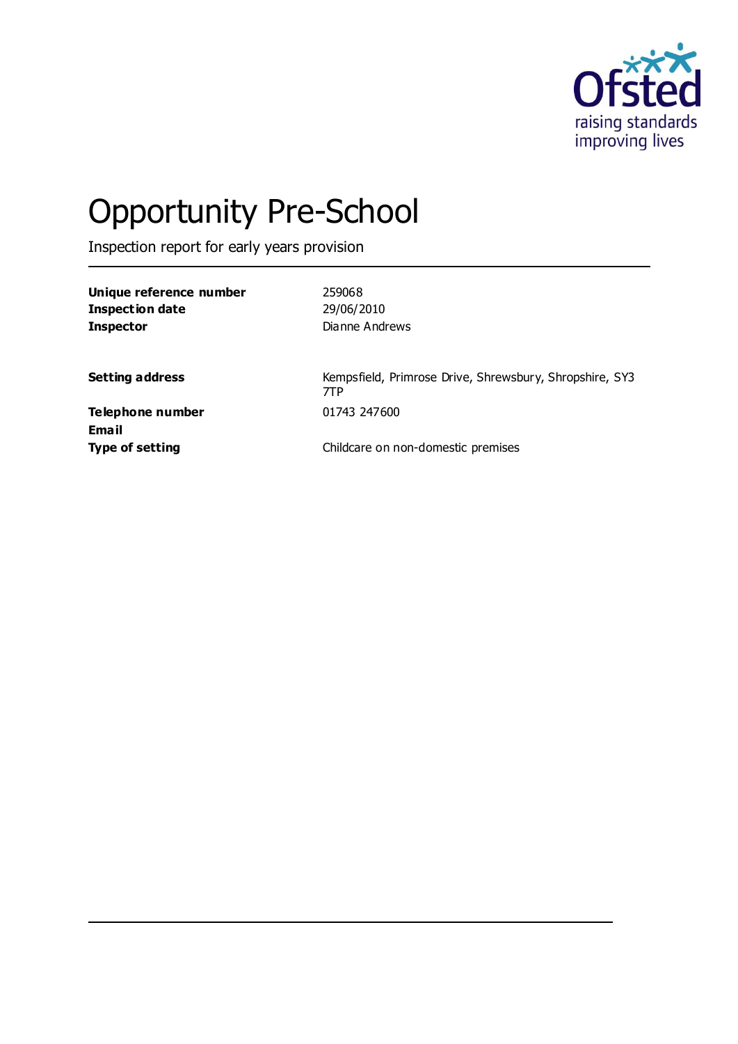# Opportunity Pre-School

Inspection report for early years provision

| | |
|---|---|
| **Unique reference number** | 259068 |
| **Inspection date** | 29/06/2010 |
| **Inspector** | Dianne Andrews |

| | |
|---|---|
| **Setting address** | Kempsfield, Primrose Drive, Shrewsbury, Shropshire, SY3 7TP |
| **Telephone number** | 01743 247600 |
| **Email** | |
| **Type of setting** | Childcare on non-domestic premises |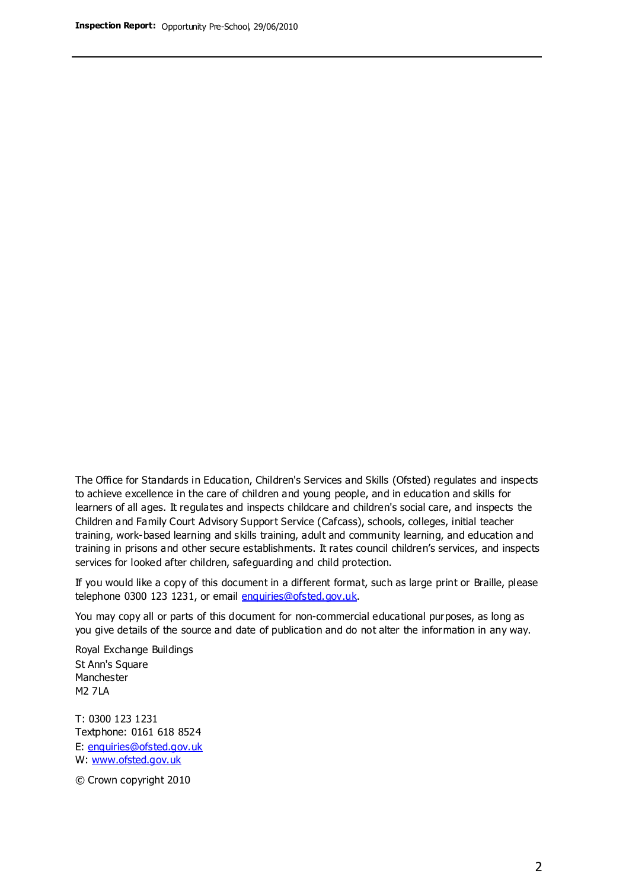The Office for Standards in Education, Children's Services and Skills (Ofsted) regulates and inspects to achieve excellence in the care of children and young people, and in education and skills for learners of all ages. It regulates and inspects childcare and children's social care, and inspects the Children and Family Court Advisory Support Service (Cafcass), schools, colleges, initial teacher training, work-based learning and skills training, adult and community learning, and education and training in prisons and other secure establishments. It rates council children's services, and inspects services for looked after children, safeguarding and child protection.

If you would like a copy of this document in a different format, such as large print or Braille, please telephone 0300 123 1231, or email enquiries@ofsted.gov.uk.

You may copy all or parts of this document for non-commercial educational purposes, as long as you give details of the source and date of publication and do not alter the information in any way.

Royal Exchange Buildings
St Ann's Square
Manchester
M2 7LA

T: 0300 123 1231
Textphone: 0161 618 8524
E: enquiries@ofsted.gov.uk
W: www.ofsted.gov.uk

© Crown copyright 2010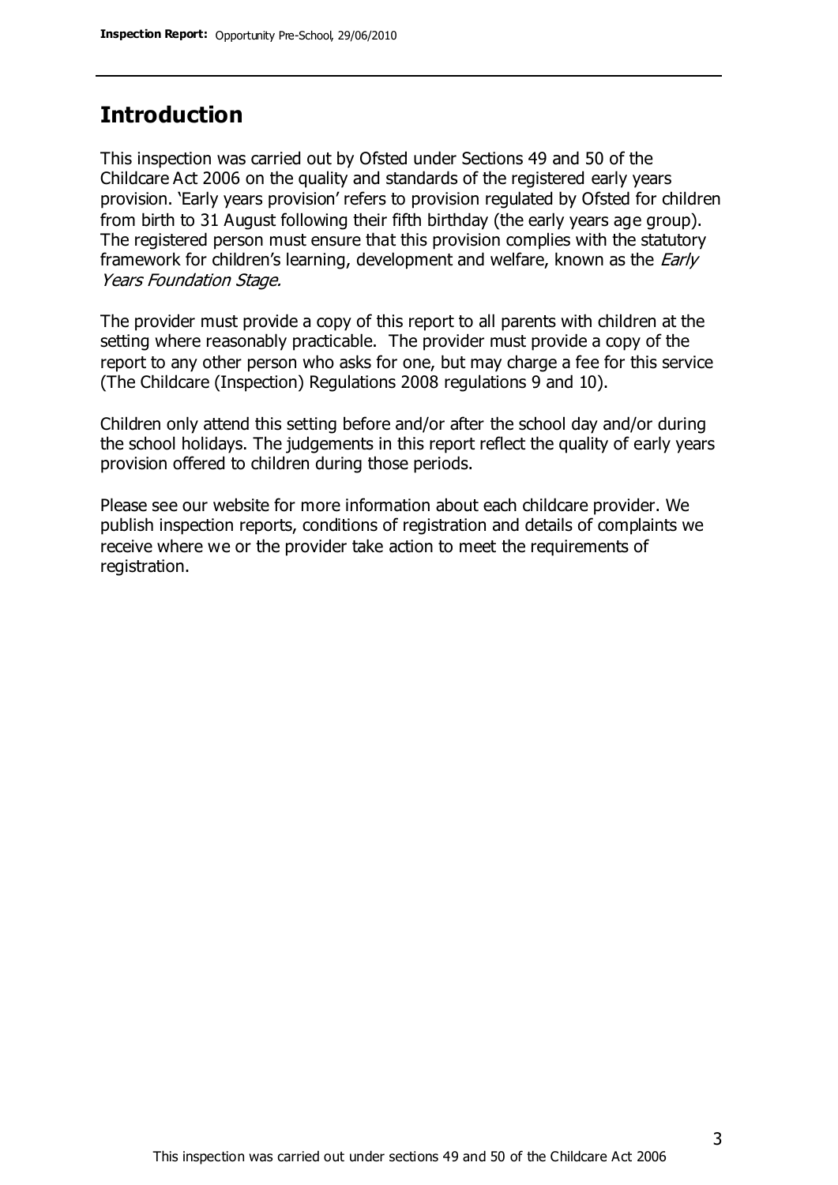## Introduction

This inspection was carried out by Ofsted under Sections 49 and 50 of the Childcare Act 2006 on the quality and standards of the registered early years provision. 'Early years provision' refers to provision regulated by Ofsted for children from birth to 31 August following their fifth birthday (the early years age group). The registered person must ensure that this provision complies with the statutory framework for children's learning, development and welfare, known as the *Early Years Foundation Stage.*

The provider must provide a copy of this report to all parents with children at the setting where reasonably practicable. The provider must provide a copy of the report to any other person who asks for one, but may charge a fee for this service (The Childcare (Inspection) Regulations 2008 regulations 9 and 10).

Children only attend this setting before and/or after the school day and/or during the school holidays. The judgements in this report reflect the quality of early years provision offered to children during those periods.

Please see our website for more information about each childcare provider. We publish inspection reports, conditions of registration and details of complaints we receive where we or the provider take action to meet the requirements of registration.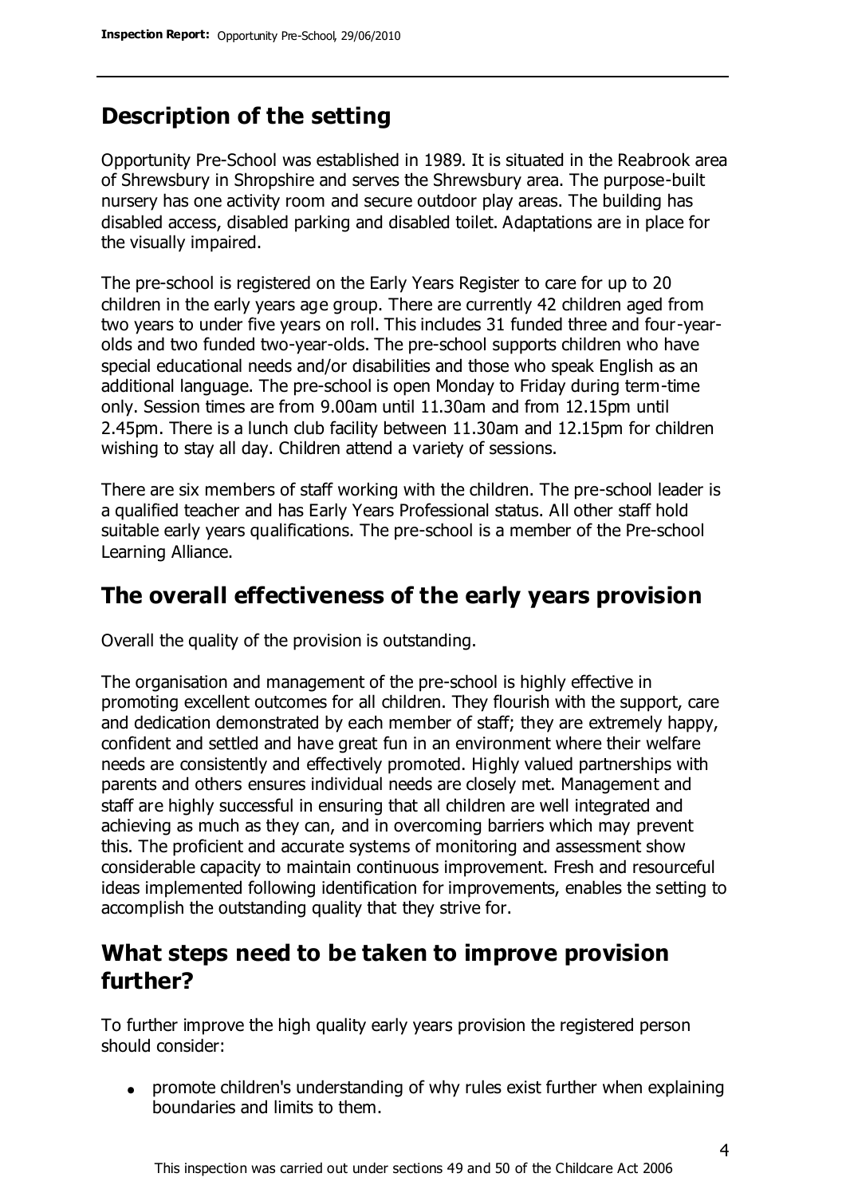## Description of the setting

Opportunity Pre-School was established in 1989. It is situated in the Reabrook area of Shrewsbury in Shropshire and serves the Shrewsbury area. The purpose-built nursery has one activity room and secure outdoor play areas. The building has disabled access, disabled parking and disabled toilet. Adaptations are in place for the visually impaired.

The pre-school is registered on the Early Years Register to care for up to 20 children in the early years age group. There are currently 42 children aged from two years to under five years on roll. This includes 31 funded three and four-year-olds and two funded two-year-olds. The pre-school supports children who have special educational needs and/or disabilities and those who speak English as an additional language. The pre-school is open Monday to Friday during term-time only. Session times are from 9.00am until 11.30am and from 12.15pm until 2.45pm. There is a lunch club facility between 11.30am and 12.15pm for children wishing to stay all day. Children attend a variety of sessions.

There are six members of staff working with the children. The pre-school leader is a qualified teacher and has Early Years Professional status. All other staff hold suitable early years qualifications. The pre-school is a member of the Pre-school Learning Alliance.

## The overall effectiveness of the early years provision

Overall the quality of the provision is outstanding.

The organisation and management of the pre-school is highly effective in promoting excellent outcomes for all children. They flourish with the support, care and dedication demonstrated by each member of staff; they are extremely happy, confident and settled and have great fun in an environment where their welfare needs are consistently and effectively promoted. Highly valued partnerships with parents and others ensures individual needs are closely met. Management and staff are highly successful in ensuring that all children are well integrated and achieving as much as they can, and in overcoming barriers which may prevent this. The proficient and accurate systems of monitoring and assessment show considerable capacity to maintain continuous improvement. Fresh and resourceful ideas implemented following identification for improvements, enables the setting to accomplish the outstanding quality that they strive for.

## What steps need to be taken to improve provision further?

To further improve the high quality early years provision the registered person should consider:

- promote children's understanding of why rules exist further when explaining boundaries and limits to them.

This inspection was carried out under sections 49 and 50 of the Childcare Act 2006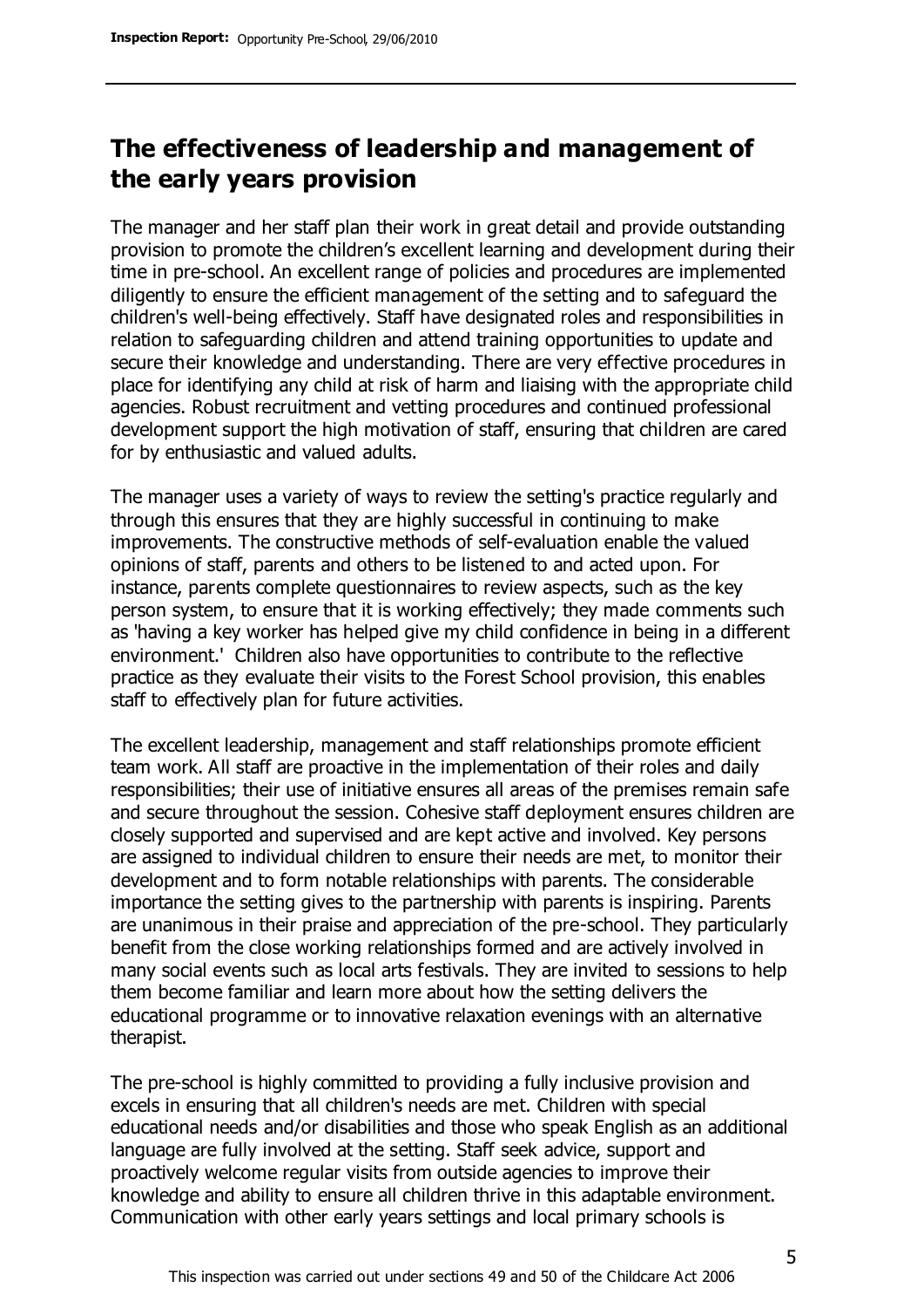## The effectiveness of leadership and management of the early years provision

The manager and her staff plan their work in great detail and provide outstanding provision to promote the children's excellent learning and development during their time in pre-school. An excellent range of policies and procedures are implemented diligently to ensure the efficient management of the setting and to safeguard the children's well-being effectively. Staff have designated roles and responsibilities in relation to safeguarding children and attend training opportunities to update and secure their knowledge and understanding. There are very effective procedures in place for identifying any child at risk of harm and liaising with the appropriate child agencies. Robust recruitment and vetting procedures and continued professional development support the high motivation of staff, ensuring that children are cared for by enthusiastic and valued adults.

The manager uses a variety of ways to review the setting's practice regularly and through this ensures that they are highly successful in continuing to make improvements. The constructive methods of self-evaluation enable the valued opinions of staff, parents and others to be listened to and acted upon. For instance, parents complete questionnaires to review aspects, such as the key person system, to ensure that it is working effectively; they made comments such as 'having a key worker has helped give my child confidence in being in a different environment.' Children also have opportunities to contribute to the reflective practice as they evaluate their visits to the Forest School provision, this enables staff to effectively plan for future activities.

The excellent leadership, management and staff relationships promote efficient team work. All staff are proactive in the implementation of their roles and daily responsibilities; their use of initiative ensures all areas of the premises remain safe and secure throughout the session. Cohesive staff deployment ensures children are closely supported and supervised and are kept active and involved. Key persons are assigned to individual children to ensure their needs are met, to monitor their development and to form notable relationships with parents. The considerable importance the setting gives to the partnership with parents is inspiring. Parents are unanimous in their praise and appreciation of the pre-school. They particularly benefit from the close working relationships formed and are actively involved in many social events such as local arts festivals. They are invited to sessions to help them become familiar and learn more about how the setting delivers the educational programme or to innovative relaxation evenings with an alternative therapist.

The pre-school is highly committed to providing a fully inclusive provision and excels in ensuring that all children's needs are met. Children with special educational needs and/or disabilities and those who speak English as an additional language are fully involved at the setting. Staff seek advice, support and proactively welcome regular visits from outside agencies to improve their knowledge and ability to ensure all children thrive in this adaptable environment. Communication with other early years settings and local primary schools is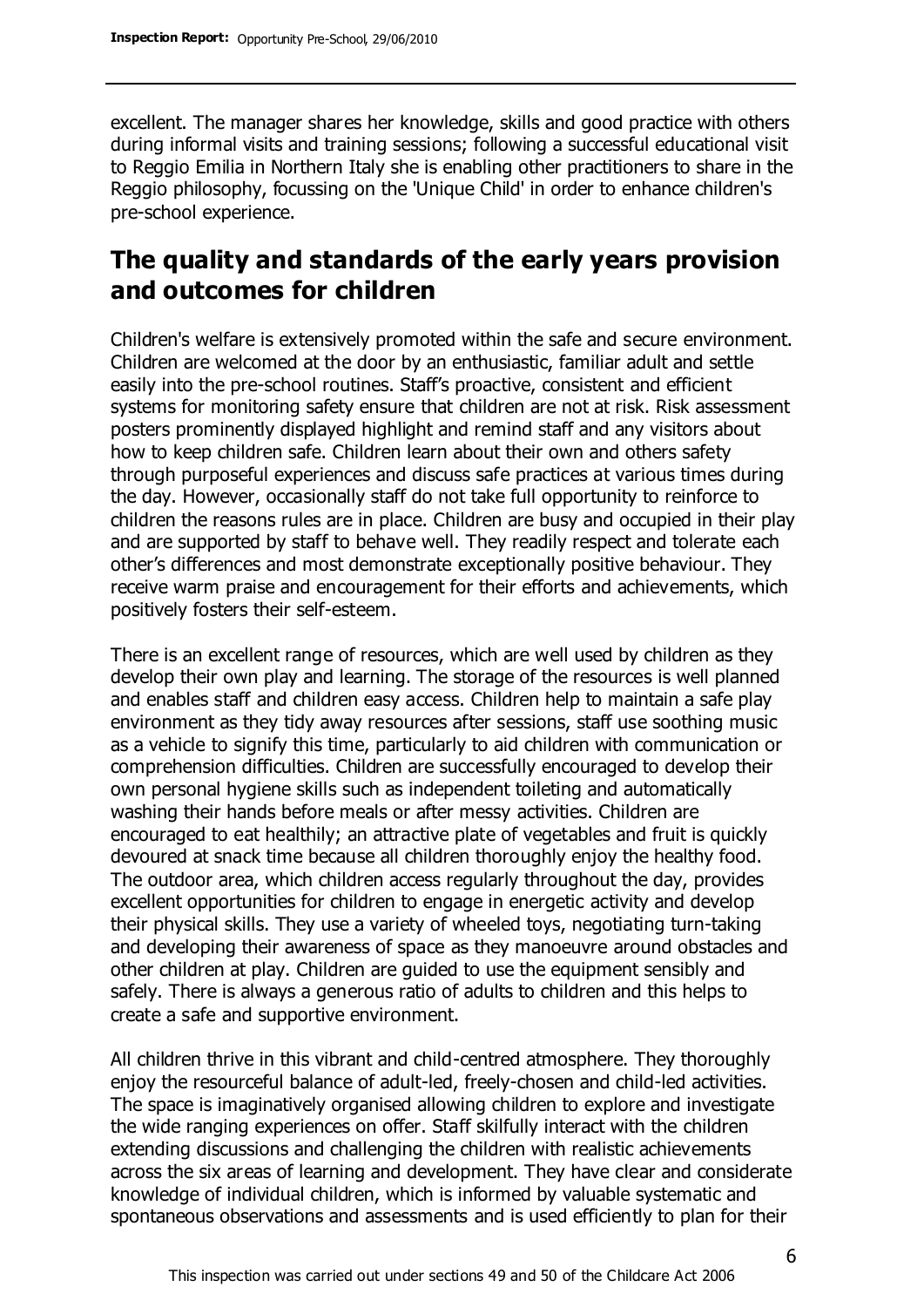excellent. The manager shares her knowledge, skills and good practice with others during informal visits and training sessions; following a successful educational visit to Reggio Emilia in Northern Italy she is enabling other practitioners to share in the Reggio philosophy, focussing on the 'Unique Child' in order to enhance children's pre-school experience.

## The quality and standards of the early years provision and outcomes for children

Children's welfare is extensively promoted within the safe and secure environment. Children are welcomed at the door by an enthusiastic, familiar adult and settle easily into the pre-school routines. Staff's proactive, consistent and efficient systems for monitoring safety ensure that children are not at risk. Risk assessment posters prominently displayed highlight and remind staff and any visitors about how to keep children safe. Children learn about their own and others safety through purposeful experiences and discuss safe practices at various times during the day. However, occasionally staff do not take full opportunity to reinforce to children the reasons rules are in place. Children are busy and occupied in their play and are supported by staff to behave well. They readily respect and tolerate each other's differences and most demonstrate exceptionally positive behaviour. They receive warm praise and encouragement for their efforts and achievements, which positively fosters their self-esteem.

There is an excellent range of resources, which are well used by children as they develop their own play and learning. The storage of the resources is well planned and enables staff and children easy access. Children help to maintain a safe play environment as they tidy away resources after sessions, staff use soothing music as a vehicle to signify this time, particularly to aid children with communication or comprehension difficulties. Children are successfully encouraged to develop their own personal hygiene skills such as independent toileting and automatically washing their hands before meals or after messy activities. Children are encouraged to eat healthily; an attractive plate of vegetables and fruit is quickly devoured at snack time because all children thoroughly enjoy the healthy food. The outdoor area, which children access regularly throughout the day, provides excellent opportunities for children to engage in energetic activity and develop their physical skills. They use a variety of wheeled toys, negotiating turn-taking and developing their awareness of space as they manoeuvre around obstacles and other children at play. Children are guided to use the equipment sensibly and safely. There is always a generous ratio of adults to children and this helps to create a safe and supportive environment.

All children thrive in this vibrant and child-centred atmosphere. They thoroughly enjoy the resourceful balance of adult-led, freely-chosen and child-led activities. The space is imaginatively organised allowing children to explore and investigate the wide ranging experiences on offer. Staff skilfully interact with the children extending discussions and challenging the children with realistic achievements across the six areas of learning and development. They have clear and considerate knowledge of individual children, which is informed by valuable systematic and spontaneous observations and assessments and is used efficiently to plan for their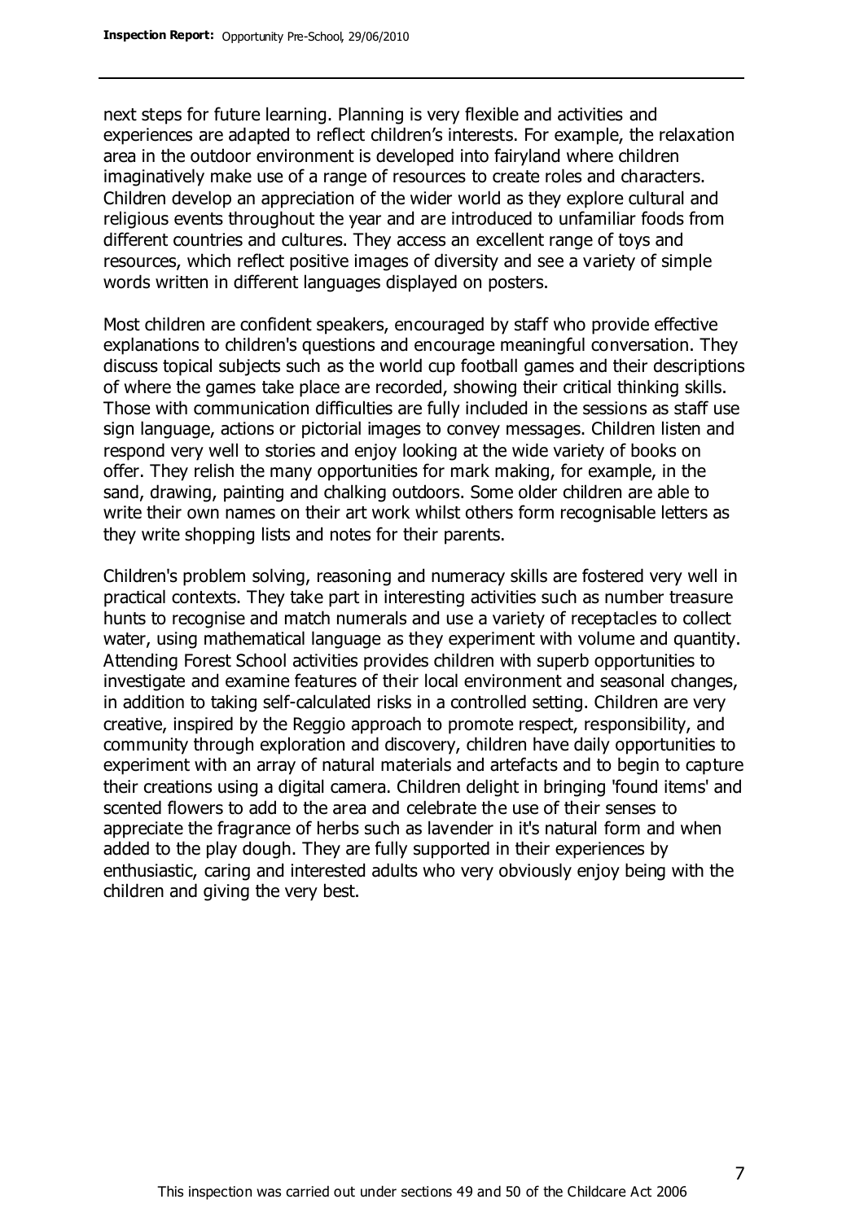next steps for future learning. Planning is very flexible and activities and experiences are adapted to reflect children's interests. For example, the relaxation area in the outdoor environment is developed into fairyland where children imaginatively make use of a range of resources to create roles and characters. Children develop an appreciation of the wider world as they explore cultural and religious events throughout the year and are introduced to unfamiliar foods from different countries and cultures. They access an excellent range of toys and resources, which reflect positive images of diversity and see a variety of simple words written in different languages displayed on posters.

Most children are confident speakers, encouraged by staff who provide effective explanations to children's questions and encourage meaningful conversation. They discuss topical subjects such as the world cup football games and their descriptions of where the games take place are recorded, showing their critical thinking skills. Those with communication difficulties are fully included in the sessions as staff use sign language, actions or pictorial images to convey messages. Children listen and respond very well to stories and enjoy looking at the wide variety of books on offer. They relish the many opportunities for mark making, for example, in the sand, drawing, painting and chalking outdoors. Some older children are able to write their own names on their art work whilst others form recognisable letters as they write shopping lists and notes for their parents.

Children's problem solving, reasoning and numeracy skills are fostered very well in practical contexts. They take part in interesting activities such as number treasure hunts to recognise and match numerals and use a variety of receptacles to collect water, using mathematical language as they experiment with volume and quantity. Attending Forest School activities provides children with superb opportunities to investigate and examine features of their local environment and seasonal changes, in addition to taking self-calculated risks in a controlled setting. Children are very creative, inspired by the Reggio approach to promote respect, responsibility, and community through exploration and discovery, children have daily opportunities to experiment with an array of natural materials and artefacts and to begin to capture their creations using a digital camera. Children delight in bringing 'found items' and scented flowers to add to the area and celebrate the use of their senses to appreciate the fragrance of herbs such as lavender in it's natural form and when added to the play dough. They are fully supported in their experiences by enthusiastic, caring and interested adults who very obviously enjoy being with the children and giving the very best.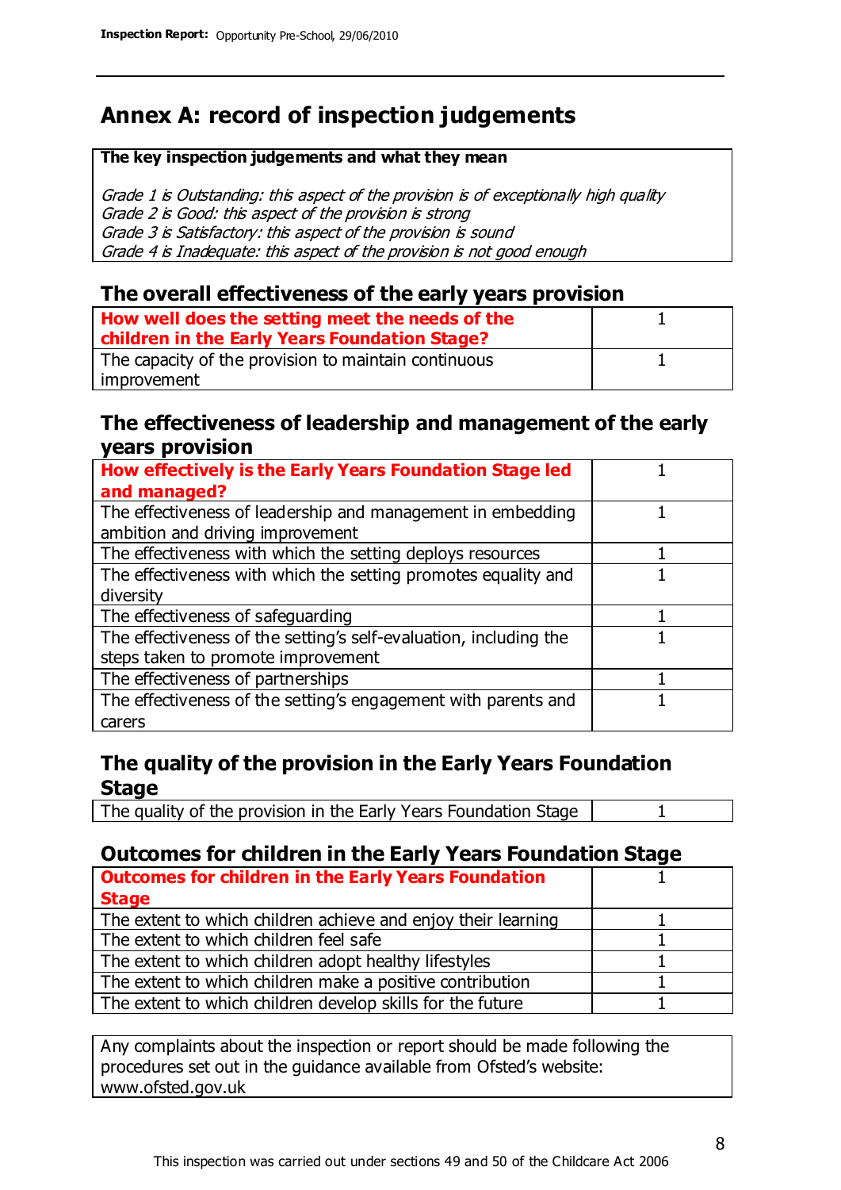# Annex A: record of inspection judgements

**The key inspection judgements and what they mean**

*Grade 1 is Outstanding: this aspect of the provision is of exceptionally high quality*
*Grade 2 is Good: this aspect of the provision is strong*
*Grade 3 is Satisfactory: this aspect of the provision is sound*
*Grade 4 is Inadequate: this aspect of the provision is not good enough*

## The overall effectiveness of the early years provision

| | |
|---|---|
| **How well does the setting meet the needs of the children in the Early Years Foundation Stage?** | 1 |
| The capacity of the provision to maintain continuous improvement | 1 |

## The effectiveness of leadership and management of the early years provision

| | |
|---|---|
| **How effectively is the Early Years Foundation Stage led and managed?** | 1 |
| The effectiveness of leadership and management in embedding ambition and driving improvement | 1 |
| The effectiveness with which the setting deploys resources | 1 |
| The effectiveness with which the setting promotes equality and diversity | 1 |
| The effectiveness of safeguarding | 1 |
| The effectiveness of the setting's self-evaluation, including the steps taken to promote improvement | 1 |
| The effectiveness of partnerships | 1 |
| The effectiveness of the setting's engagement with parents and carers | 1 |

## The quality of the provision in the Early Years Foundation Stage

| | |
|---|---|
| The quality of the provision in the Early Years Foundation Stage | 1 |

## Outcomes for children in the Early Years Foundation Stage

| | |
|---|---|
| **Outcomes for children in the Early Years Foundation Stage** | 1 |
| The extent to which children achieve and enjoy their learning | 1 |
| The extent to which children feel safe | 1 |
| The extent to which children adopt healthy lifestyles | 1 |
| The extent to which children make a positive contribution | 1 |
| The extent to which children develop skills for the future | 1 |

Any complaints about the inspection or report should be made following the procedures set out in the guidance available from Ofsted's website: www.ofsted.gov.uk

This inspection was carried out under sections 49 and 50 of the Childcare Act 2006